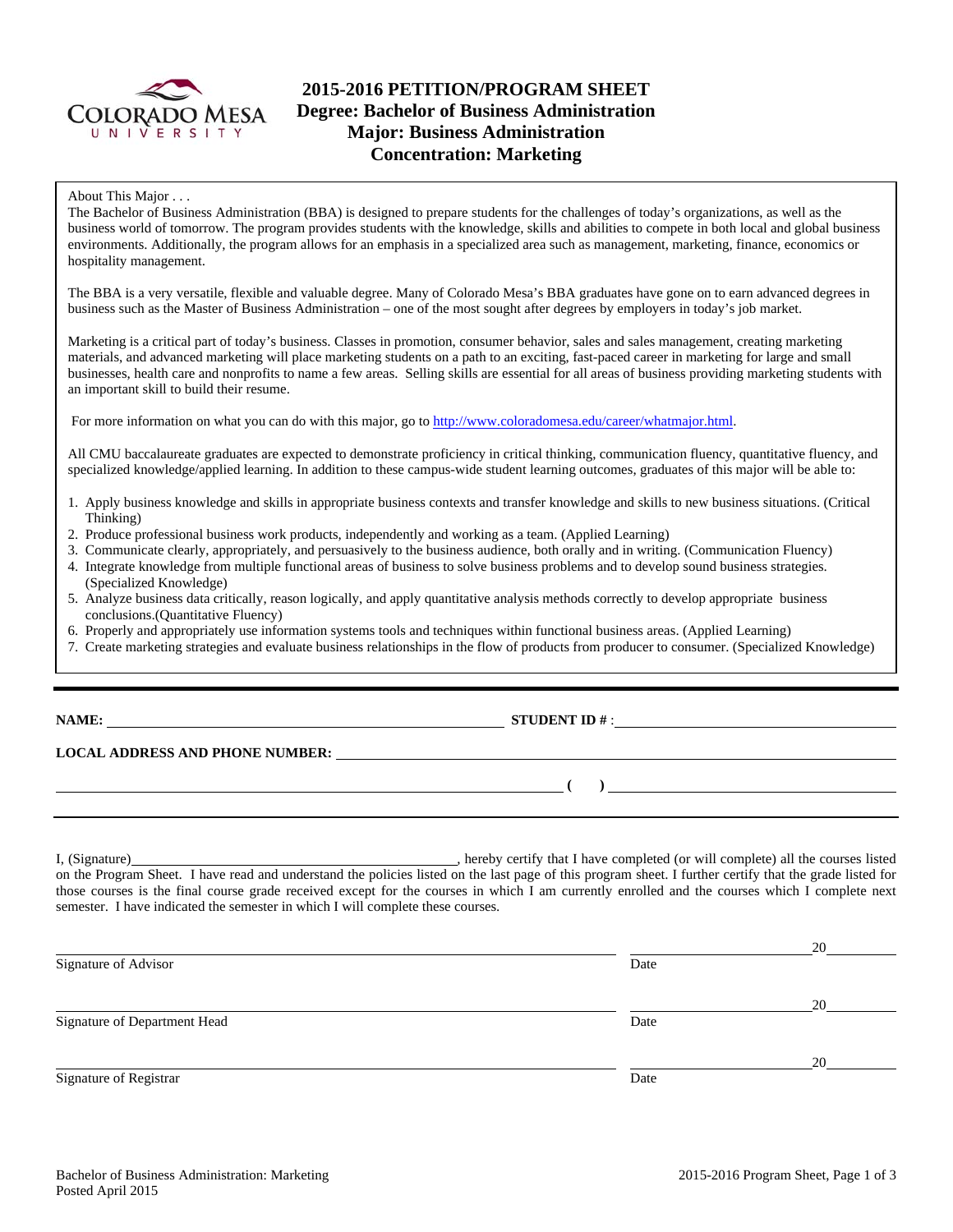# 2015-2016 PETITION/PROGRAM SHEET
## Degree: Bachelor of Business Administration
## Major: Business Administration
## Concentration: Marketing

About This Major . . .

The Bachelor of Business Administration (BBA) is designed to prepare students for the challenges of today's organizations, as well as the business world of tomorrow. The program provides students with the knowledge, skills and abilities to compete in both local and global business environments. Additionally, the program allows for an emphasis in a specialized area such as management, marketing, finance, economics or hospitality management.

The BBA is a very versatile, flexible and valuable degree. Many of Colorado Mesa's BBA graduates have gone on to earn advanced degrees in business such as the Master of Business Administration – one of the most sought after degrees by employers in today's job market.

Marketing is a critical part of today's business. Classes in promotion, consumer behavior, sales and sales management, creating marketing materials, and advanced marketing will place marketing students on a path to an exciting, fast-paced career in marketing for large and small businesses, health care and nonprofits to name a few areas. Selling skills are essential for all areas of business providing marketing students with an important skill to build their resume.

For more information on what you can do with this major, go to http://www.coloradomesa.edu/career/whatmajor.html.

All CMU baccalaureate graduates are expected to demonstrate proficiency in critical thinking, communication fluency, quantitative fluency, and specialized knowledge/applied learning. In addition to these campus-wide student learning outcomes, graduates of this major will be able to:

1. Apply business knowledge and skills in appropriate business contexts and transfer knowledge and skills to new business situations. (Critical Thinking)
2. Produce professional business work products, independently and working as a team. (Applied Learning)
3. Communicate clearly, appropriately, and persuasively to the business audience, both orally and in writing. (Communication Fluency)
4. Integrate knowledge from multiple functional areas of business to solve business problems and to develop sound business strategies. (Specialized Knowledge)
5. Analyze business data critically, reason logically, and apply quantitative analysis methods correctly to develop appropriate business conclusions.(Quantitative Fluency)
6. Properly and appropriately use information systems tools and techniques within functional business areas. (Applied Learning)
7. Create marketing strategies and evaluate business relationships in the flow of products from producer to consumer. (Specialized Knowledge)

---

**NAME:** \_\_\_\_\_\_\_\_\_\_\_\_\_\_\_\_\_\_\_\_\_\_\_\_\_\_\_\_\_\_ **STUDENT ID #**: \_\_\_\_\_\_\_\_\_\_\_\_\_\_\_\_\_\_\_\_

**LOCAL ADDRESS AND PHONE NUMBER:** \_\_\_\_\_\_\_\_\_\_\_\_\_\_\_\_\_\_\_\_\_\_\_\_\_\_\_\_\_\_

\_\_\_\_\_\_\_\_\_\_\_\_\_\_\_\_\_\_\_\_\_\_\_\_\_\_\_\_\_\_ **( )** \_\_\_\_\_\_\_\_\_\_\_\_\_\_\_\_\_\_\_\_

---

I, (Signature)\_\_\_\_\_\_\_\_\_\_\_\_\_\_\_\_\_\_\_\_\_\_\_\_\_\_\_\_\_\_, hereby certify that I have completed (or will complete) all the courses listed on the Program Sheet. I have read and understand the policies listed on the last page of this program sheet. I further certify that the grade listed for those courses is the final course grade received except for the courses in which I am currently enrolled and the courses which I complete next semester. I have indicated the semester in which I will complete these courses.

Signature of Advisor \_\_\_\_\_\_\_\_\_\_\_\_\_\_\_\_\_\_\_\_ Date \_\_\_\_\_\_\_\_\_\_ 20\_\_\_\_\_

Signature of Department Head \_\_\_\_\_\_\_\_\_\_\_\_\_\_\_\_\_\_\_\_ Date \_\_\_\_\_\_\_\_\_\_ 20\_\_\_\_\_

Signature of Registrar \_\_\_\_\_\_\_\_\_\_\_\_\_\_\_\_\_\_\_\_ Date \_\_\_\_\_\_\_\_\_\_ 20\_\_\_\_\_

Bachelor of Business Administration: Marketing
Posted April 2015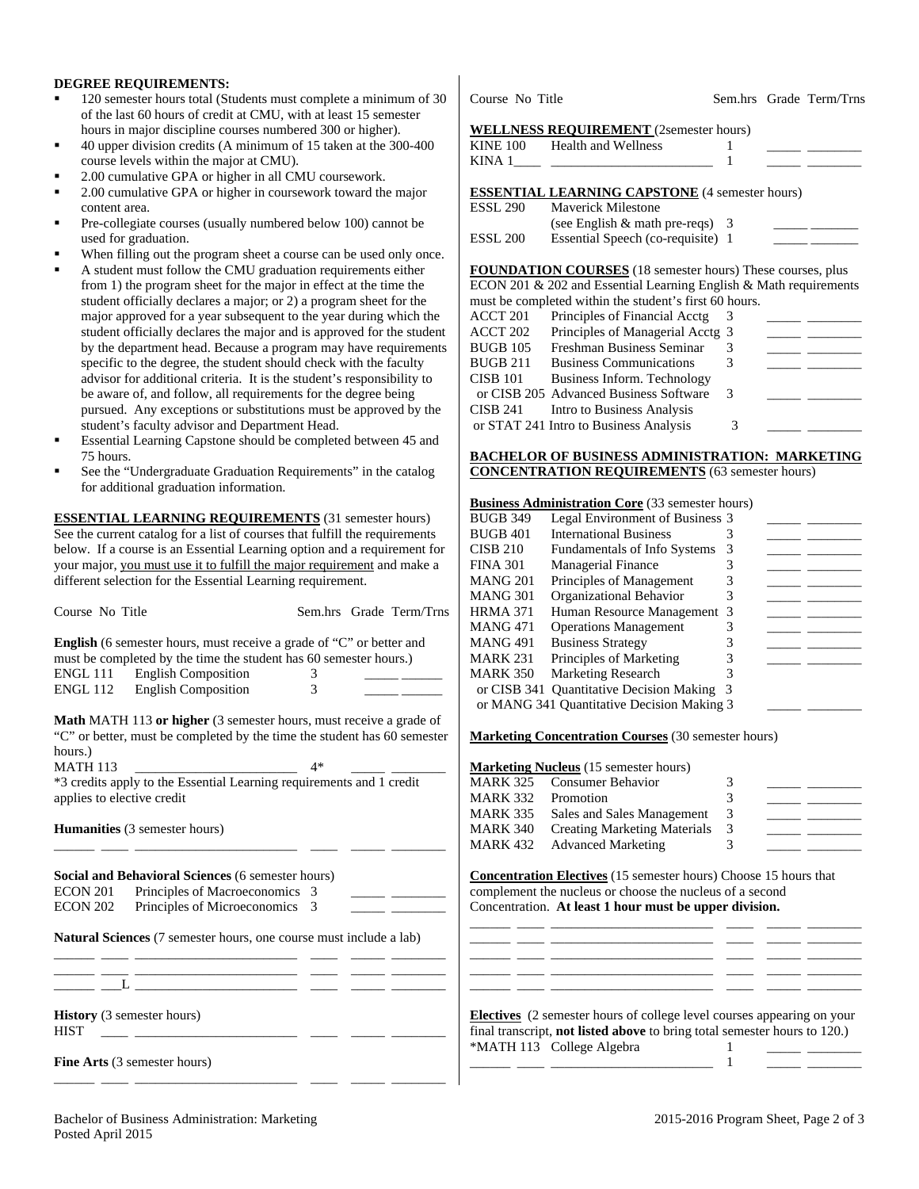**DEGREE REQUIREMENTS:**

- 120 semester hours total (Students must complete a minimum of 30 of the last 60 hours of credit at CMU, with at least 15 semester hours in major discipline courses numbered 300 or higher).
- 40 upper division credits (A minimum of 15 taken at the 300-400 course levels within the major at CMU).
- 2.00 cumulative GPA or higher in all CMU coursework.
- 2.00 cumulative GPA or higher in coursework toward the major content area.
- Pre-collegiate courses (usually numbered below 100) cannot be used for graduation.
- When filling out the program sheet a course can be used only once.
- A student must follow the CMU graduation requirements either from 1) the program sheet for the major in effect at the time the student officially declares a major; or 2) a program sheet for the major approved for a year subsequent to the year during which the student officially declares the major and is approved for the student by the department head. Because a program may have requirements specific to the degree, the student should check with the faculty advisor for additional criteria. It is the student's responsibility to be aware of, and follow, all requirements for the degree being pursued. Any exceptions or substitutions must be approved by the student's faculty advisor and Department Head.
- Essential Learning Capstone should be completed between 45 and 75 hours.
- See the "Undergraduate Graduation Requirements" in the catalog for additional graduation information.

**ESSENTIAL LEARNING REQUIREMENTS** (31 semester hours) See the current catalog for a list of courses that fulfill the requirements below. If a course is an Essential Learning option and a requirement for your major, you must use it to fulfill the major requirement and make a different selection for the Essential Learning requirement.

| Course No | Title | Sem.hrs | Grade | Term/Trns |
|---|---|---|---|---|

**English** (6 semester hours, must receive a grade of "C" or better and must be completed by the time the student has 60 semester hours.)

| Course No | Title | Sem.hrs | Grade | Term/Trns |
|---|---|---|---|---|
| ENGL 111 | English Composition | 3 | | |
| ENGL 112 | English Composition | 3 | | |

**Math** MATH 113 **or higher** (3 semester hours, must receive a grade of "C" or better, must be completed by the time the student has 60 semester hours.)

| Course No | Title | Sem.hrs | Grade | Term/Trns |
|---|---|---|---|---|
| MATH 113 | | 4* | | |

*3 credits apply to the Essential Learning requirements and 1 credit applies to elective credit

**Humanities** (3 semester hours)

| Course No | Title | Sem.hrs | Grade | Term/Trns |
|---|---|---|---|---|
| | | | | |

**Social and Behavioral Sciences** (6 semester hours)

| Course No | Title | Sem.hrs | Grade | Term/Trns |
|---|---|---|---|---|
| ECON 201 | Principles of Macroeconomics | 3 | | |
| ECON 202 | Principles of Microeconomics | 3 | | |

**Natural Sciences** (7 semester hours, one course must include a lab)

| Course No | Title | Sem.hrs | Grade | Term/Trns |
|---|---|---|---|---|
| | | | | |
| | | | | |
| ___L | | | | |

**History** (3 semester hours)

| Course No | Title | Sem.hrs | Grade | Term/Trns |
|---|---|---|---|---|
| HIST | | | | |

**Fine Arts** (3 semester hours)

| Course No | Title | Sem.hrs | Grade | Term/Trns |
|---|---|---|---|---|
| | | | | |

**WELLNESS REQUIREMENT** (2semester hours)

| Course No | Title | Sem.hrs | Grade | Term/Trns |
|---|---|---|---|---|
| KINE 100 | Health and Wellness | 1 | | |
| KINA 1____ | | 1 | | |

**ESSENTIAL LEARNING CAPSTONE** (4 semester hours)

| Course No | Title | Sem.hrs | Grade | Term/Trns |
|---|---|---|---|---|
| ESSL 290 | Maverick Milestone (see English & math pre-reqs) | 3 | | |
| ESSL 200 | Essential Speech (co-requisite) | 1 | | |

**FOUNDATION COURSES** (18 semester hours) These courses, plus ECON 201 & 202 and Essential Learning English & Math requirements must be completed within the student's first 60 hours.

| Course No | Title | Sem.hrs | Grade | Term/Trns |
|---|---|---|---|---|
| ACCT 201 | Principles of Financial Acctg | 3 | | |
| ACCT 202 | Principles of Managerial Acctg | 3 | | |
| BUGB 105 | Freshman Business Seminar | 3 | | |
| BUGB 211 | Business Communications | 3 | | |
| CISB 101 or CISB 205 | Business Inform. Technology or Advanced Business Software | 3 | | |
| CISB 241 or STAT 241 | Intro to Business Analysis or Intro to Business Analysis | 3 | | |

**BACHELOR OF BUSINESS ADMINISTRATION: MARKETING CONCENTRATION REQUIREMENTS** (63 semester hours)

**Business Administration Core** (33 semester hours)

| Course No | Title | Sem.hrs | Grade | Term/Trns |
|---|---|---|---|---|
| BUGB 349 | Legal Environment of Business | 3 | | |
| BUGB 401 | International Business | 3 | | |
| CISB 210 | Fundamentals of Info Systems | 3 | | |
| FINA 301 | Managerial Finance | 3 | | |
| MANG 201 | Principles of Management | 3 | | |
| MANG 301 | Organizational Behavior | 3 | | |
| HRMA 371 | Human Resource Management | 3 | | |
| MANG 471 | Operations Management | 3 | | |
| MANG 491 | Business Strategy | 3 | | |
| MARK 231 | Principles of Marketing | 3 | | |
| MARK 350 or CISB 341 or MANG 341 | Marketing Research or Quantitative Decision Making or Quantitative Decision Making | 3 | | |

**Marketing Concentration Courses** (30 semester hours)

**Marketing Nucleus** (15 semester hours)

| Course No | Title | Sem.hrs | Grade | Term/Trns |
|---|---|---|---|---|
| MARK 325 | Consumer Behavior | 3 | | |
| MARK 332 | Promotion | 3 | | |
| MARK 335 | Sales and Sales Management | 3 | | |
| MARK 340 | Creating Marketing Materials | 3 | | |
| MARK 432 | Advanced Marketing | 3 | | |

**Concentration Electives** (15 semester hours) Choose 15 hours that complement the nucleus or choose the nucleus of a second Concentration. **At least 1 hour must be upper division.**

| Course No | Title | Sem.hrs | Grade | Term/Trns |
|---|---|---|---|---|
| | | | | |
| | | | | |
| | | | | |
| | | | | |
| | | | | |

**Electives** (2 semester hours of college level courses appearing on your final transcript, **not listed above** to bring total semester hours to 120.)

| Course No | Title | Sem.hrs | Grade | Term/Trns |
|---|---|---|---|---|
| *MATH 113 | College Algebra | 1 | | |
| | | 1 | | |

Bachelor of Business Administration: Marketing
Posted April 2015

2015-2016 Program Sheet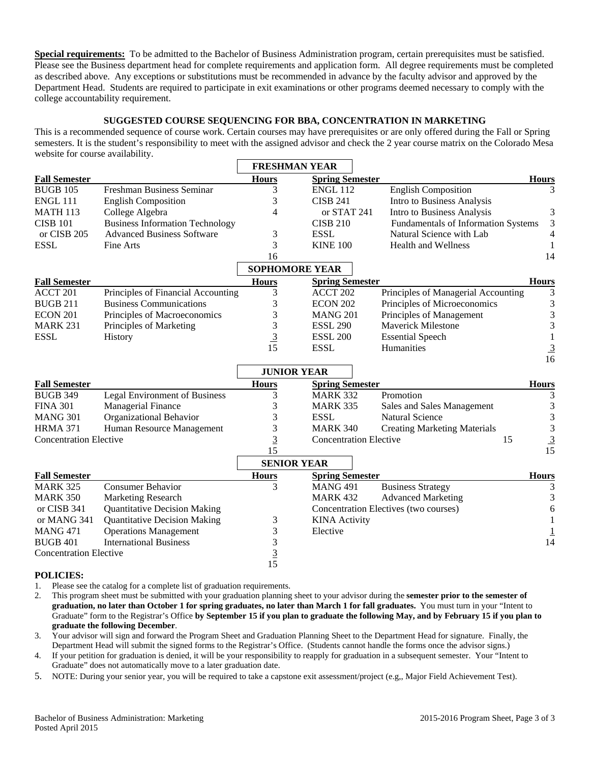**Special requirements:** To be admitted to the Bachelor of Business Administration program, certain prerequisites must be satisfied. Please see the Business department head for complete requirements and application form. All degree requirements must be completed as described above. Any exceptions or substitutions must be recommended in advance by the faculty advisor and approved by the Department Head. Students are required to participate in exit examinations or other programs deemed necessary to comply with the college accountability requirement.

### SUGGESTED COURSE SEQUENCING FOR BBA, CONCENTRATION IN MARKETING

This is a recommended sequence of course work. Certain courses may have prerequisites or are only offered during the Fall or Spring semesters. It is the student's responsibility to meet with the assigned advisor and check the 2 year course matrix on the Colorado Mesa website for course availability.

#### FRESHMAN YEAR

| Fall Semester | | Hours | Spring Semester | | Hours |
|---|---|---|---|---|---|
| BUGB 105 | Freshman Business Seminar | 3 | ENGL 112 | English Composition | 3 |
| ENGL 111 | English Composition | 3 | CISB 241 | Intro to Business Analysis | |
| MATH 113 | College Algebra | 4 | or STAT 241 | Intro to Business Analysis | 3 |
| CISB 101 | Business Information Technology | | CISB 210 | Fundamentals of Information Systems | 3 |
| or CISB 205 | Advanced Business Software | 3 | ESSL | Natural Science with Lab | 4 |
| ESSL | Fine Arts | 3 | KINE 100 | Health and Wellness | 1 |
| | | 16 | | | 14 |

#### SOPHOMORE YEAR

| Fall Semester | | Hours | Spring Semester | | Hours |
|---|---|---|---|---|---|
| ACCT 201 | Principles of Financial Accounting | 3 | ACCT 202 | Principles of Managerial Accounting | 3 |
| BUGB 211 | Business Communications | 3 | ECON 202 | Principles of Microeconomics | 3 |
| ECON 201 | Principles of Macroeconomics | 3 | MANG 201 | Principles of Management | 3 |
| MARK 231 | Principles of Marketing | 3 | ESSL 290 | Maverick Milestone | 3 |
| ESSL | History | 3 | ESSL 200 | Essential Speech | 1 |
| | | 15 | ESSL | Humanities | 3 |
| | | | | | 16 |

#### JUNIOR YEAR

| Fall Semester | | Hours | Spring Semester | | Hours |
|---|---|---|---|---|---|
| BUGB 349 | Legal Environment of Business | 3 | MARK 332 | Promotion | 3 |
| FINA 301 | Managerial Finance | 3 | MARK 335 | Sales and Sales Management | 3 |
| MANG 301 | Organizational Behavior | 3 | ESSL | Natural Science | 3 |
| HRMA 371 | Human Resource Management | 3 | MARK 340 | Creating Marketing Materials | 3 |
| Concentration Elective | | 3 | Concentration Elective | 15 | 3 |
| | | 15 | | | 15 |

#### SENIOR YEAR

| Fall Semester | | Hours | Spring Semester | | Hours |
|---|---|---|---|---|---|
| MARK 325 | Consumer Behavior | 3 | MANG 491 | Business Strategy | 3 |
| MARK 350 | Marketing Research | | MARK 432 | Advanced Marketing | 3 |
| or CISB 341 | Quantitative Decision Making | | Concentration Electives (two courses) | | 6 |
| or MANG 341 | Quantitative Decision Making | 3 | KINA Activity | | 1 |
| MANG 471 | Operations Management | 3 | Elective | | 1 |
| BUGB 401 | International Business | 3 | | | 14 |
| Concentration Elective | | 3 | | | |
| | | 15 | | | |

**POLICIES:**

1. Please see the catalog for a complete list of graduation requirements.
2. This program sheet must be submitted with your graduation planning sheet to your advisor during the **semester prior to the semester of graduation, no later than October 1 for spring graduates, no later than March 1 for fall graduates.** You must turn in your "Intent to Graduate" form to the Registrar's Office **by September 15 if you plan to graduate the following May, and by February 15 if you plan to graduate the following December**.
3. Your advisor will sign and forward the Program Sheet and Graduation Planning Sheet to the Department Head for signature. Finally, the Department Head will submit the signed forms to the Registrar's Office. (Students cannot handle the forms once the advisor signs.)
4. If your petition for graduation is denied, it will be your responsibility to reapply for graduation in a subsequent semester. Your "Intent to Graduate" does not automatically move to a later graduation date.
5. NOTE: During your senior year, you will be required to take a capstone exit assessment/project (e.g,, Major Field Achievement Test).

Bachelor of Business Administration: Marketing
Posted April 2015